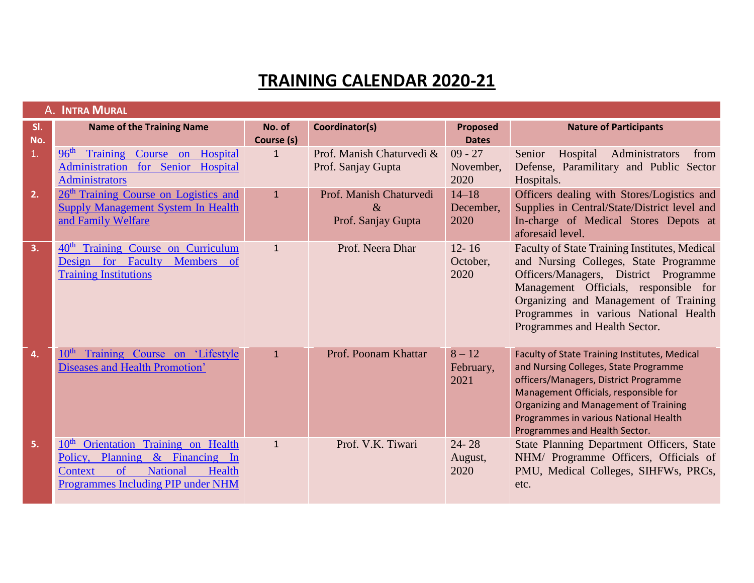# TRAINING CALENDAR 2020-21

## A. Intra Mural

| Sl. No. | Name of the Training Name | No. of Course (s) | Coordinator(s) | Proposed Dates | Nature of Participants |
|---|---|---|---|---|---|
| 1. | 96th Training Course on Hospital Administration for Senior Hospital Administrators | 1 | Prof. Manish Chaturvedi & Prof. Sanjay Gupta | 09 - 27 November, 2020 | Senior Hospital Administrators from Defense, Paramilitary and Public Sector Hospitals. |
| 2. | 26th Training Course on Logistics and Supply Management System In Health and Family Welfare | 1 | Prof. Manish Chaturvedi & Prof. Sanjay Gupta | 14–18 December, 2020 | Officers dealing with Stores/Logistics and Supplies in Central/State/District level and In-charge of Medical Stores Depots at aforesaid level. |
| 3. | 40th Training Course on Curriculum Design for Faculty Members of Training Institutions | 1 | Prof. Neera Dhar | 12- 16 October, 2020 | Faculty of State Training Institutes, Medical and Nursing Colleges, State Programme Officers/Managers, District Programme Management Officials, responsible for Organizing and Management of Training Programmes in various National Health Programmes and Health Sector. |
| 4. | 10th Training Course on 'Lifestyle Diseases and Health Promotion' | 1 | Prof. Poonam Khattar | 8 – 12 February, 2021 | Faculty of State Training Institutes, Medical and Nursing Colleges, State Programme officers/Managers, District Programme Management Officials, responsible for Organizing and Management of Training Programmes in various National Health Programmes and Health Sector. |
| 5. | 10th Orientation Training on Health Policy, Planning & Financing In Context of National Health Programmes Including PIP under NHM | 1 | Prof. V.K. Tiwari | 24- 28 August, 2020 | State Planning Department Officers, State NHM/ Programme Officers, Officials of PMU, Medical Colleges, SIHFWs, PRCs, etc. |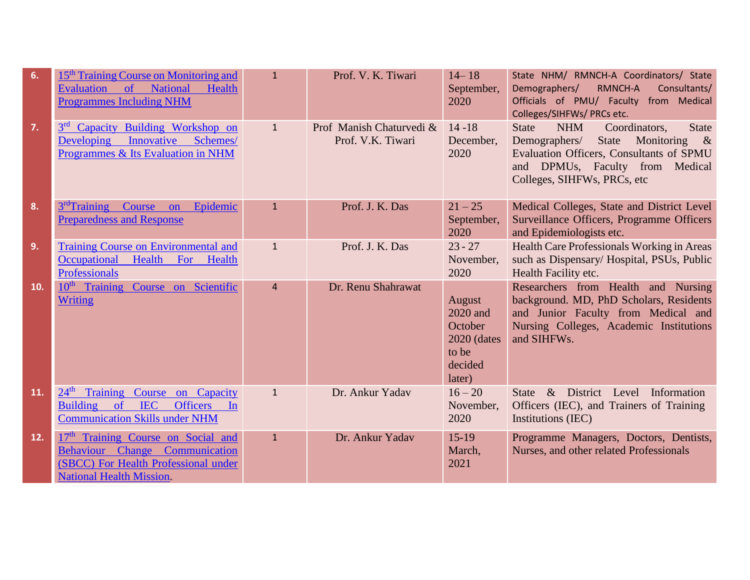| 6. | 15th Training Course on Monitoring and Evaluation of National Health Programmes Including NHM | 1 | Prof. V. K. Tiwari | 14– 18 September, 2020 | State NHM/ RMNCH-A Coordinators/ State Demographers/ RMNCH-A Consultants/ Officials of PMU/ Faculty from Medical Colleges/SIHFWs/ PRCs etc. |
|---|---|---|---|---|---|
| 7. | 3rd Capacity Building Workshop on Developing Innovative Schemes/ Programmes & Its Evaluation in NHM | 1 | Prof Manish Chaturvedi & Prof. V.K. Tiwari | 14 -18 December, 2020 | State NHM Coordinators, State Demographers/ State Monitoring & Evaluation Officers, Consultants of SPMU and DPMUs, Faculty from Medical Colleges, SIHFWs, PRCs, etc |
| 8. | 3rdTraining Course on Epidemic Preparedness and Response | 1 | Prof. J. K. Das | 21 – 25 September, 2020 | Medical Colleges, State and District Level Surveillance Officers, Programme Officers and Epidemiologists etc. |
| 9. | Training Course on Environmental and Occupational Health For Health Professionals | 1 | Prof. J. K. Das | 23 - 27 November, 2020 | Health Care Professionals Working in Areas such as Dispensary/ Hospital, PSUs, Public Health Facility etc. |
| 10. | 10th Training Course on Scientific Writing | 4 | Dr. Renu Shahrawat | August 2020 and October 2020 (dates to be decided later) | Researchers from Health and Nursing background. MD, PhD Scholars, Residents and Junior Faculty from Medical and Nursing Colleges, Academic Institutions and SIHFWs. |
| 11. | 24th Training Course on Capacity Building of IEC Officers In Communication Skills under NHM | 1 | Dr. Ankur Yadav | 16 – 20 November, 2020 | State & District Level Information Officers (IEC), and Trainers of Training Institutions (IEC) |
| 12. | 17th Training Course on Social and Behaviour Change Communication (SBCC) For Health Professional under National Health Mission. | 1 | Dr. Ankur Yadav | 15-19 March, 2021 | Programme Managers, Doctors, Dentists, Nurses, and other related Professionals |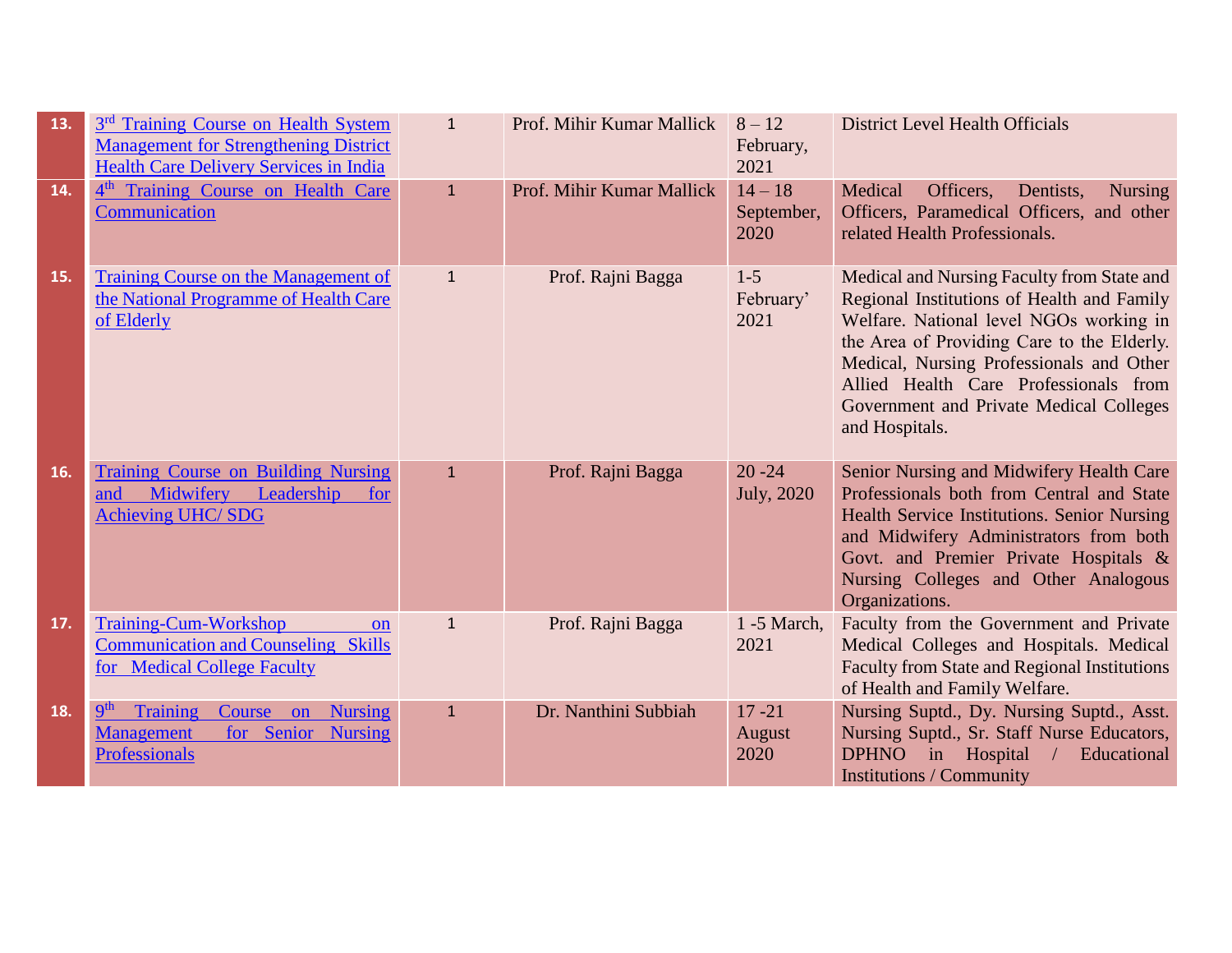| 13. | 3rd Training Course on Health System Management for Strengthening District Health Care Delivery Services in India | 1 | Prof. Mihir Kumar Mallick | 8 – 12 February, 2021 | District Level Health Officials |
|---|---|---|---|---|---|
| 14. | 4th Training Course on Health Care Communication | 1 | Prof. Mihir Kumar Mallick | 14 – 18 September, 2020 | Medical Officers, Dentists, Nursing Officers, Paramedical Officers, and other related Health Professionals. |
| 15. | Training Course on the Management of the National Programme of Health Care of Elderly | 1 | Prof. Rajni Bagga | 1-5 February' 2021 | Medical and Nursing Faculty from State and Regional Institutions of Health and Family Welfare. National level NGOs working in the Area of Providing Care to the Elderly. Medical, Nursing Professionals and Other Allied Health Care Professionals from Government and Private Medical Colleges and Hospitals. |
| 16. | Training Course on Building Nursing and Midwifery Leadership for Achieving UHC/ SDG | 1 | Prof. Rajni Bagga | 20 -24 July, 2020 | Senior Nursing and Midwifery Health Care Professionals both from Central and State Health Service Institutions. Senior Nursing and Midwifery Administrators from both Govt. and Premier Private Hospitals & Nursing Colleges and Other Analogous Organizations. |
| 17. | Training-Cum-Workshop on Communication and Counseling Skills for Medical College Faculty | 1 | Prof. Rajni Bagga | 1 -5 March, 2021 | Faculty from the Government and Private Medical Colleges and Hospitals. Medical Faculty from State and Regional Institutions of Health and Family Welfare. |
| 18. | 9th Training Course on Nursing Management for Senior Nursing Professionals | 1 | Dr. Nanthini Subbiah | 17 -21 August 2020 | Nursing Suptd., Dy. Nursing Suptd., Asst. Nursing Suptd., Sr. Staff Nurse Educators, DPHNO in Hospital / Educational Institutions / Community |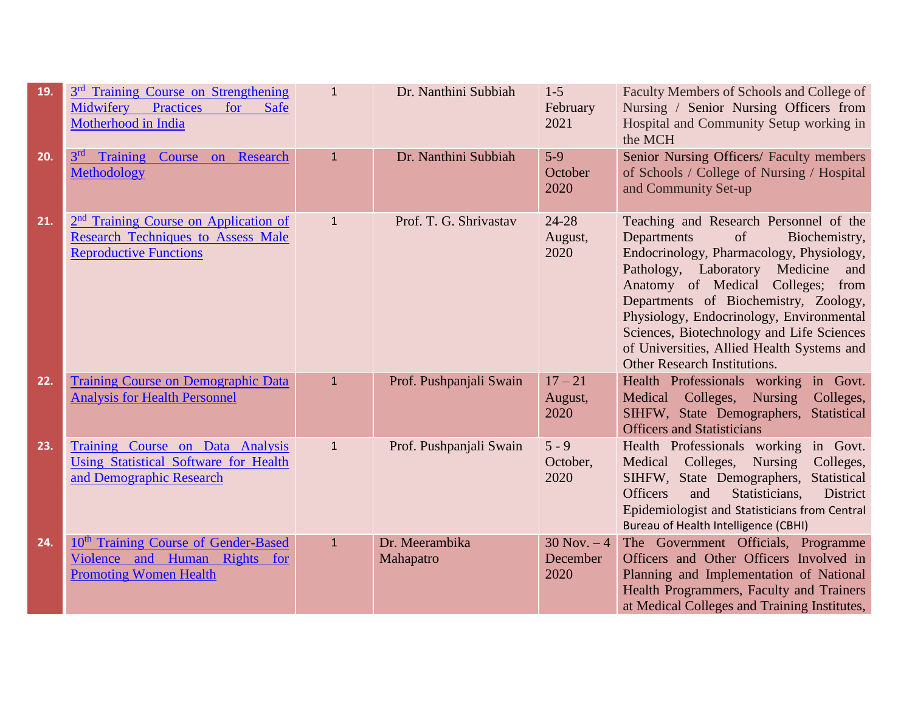| 19. | 3rd Training Course on Strengthening Midwifery Practices for Safe Motherhood in India | 1 | Dr. Nanthini Subbiah | 1-5 February 2021 | Faculty Members of Schools and College of Nursing / Senior Nursing Officers from Hospital and Community Setup working in the MCH |
|---|---|---|---|---|---|
| 20. | 3rd Training Course on Research Methodology | 1 | Dr. Nanthini Subbiah | 5-9 October 2020 | Senior Nursing Officers/ Faculty members of Schools / College of Nursing / Hospital and Community Set-up |
| 21. | 2nd Training Course on Application of Research Techniques to Assess Male Reproductive Functions | 1 | Prof. T. G. Shrivastav | 24-28 August, 2020 | Teaching and Research Personnel of the Departments of Biochemistry, Endocrinology, Pharmacology, Physiology, Pathology, Laboratory Medicine and Anatomy of Medical Colleges; from Departments of Biochemistry, Zoology, Physiology, Endocrinology, Environmental Sciences, Biotechnology and Life Sciences of Universities, Allied Health Systems and Other Research Institutions. |
| 22. | Training Course on Demographic Data Analysis for Health Personnel | 1 | Prof. Pushpanjali Swain | 17 – 21 August, 2020 | Health Professionals working in Govt. Medical Colleges, Nursing Colleges, SIHFW, State Demographers, Statistical Officers and Statisticians |
| 23. | Training Course on Data Analysis Using Statistical Software for Health and Demographic Research | 1 | Prof. Pushpanjali Swain | 5 - 9 October, 2020 | Health Professionals working in Govt. Medical Colleges, Nursing Colleges, SIHFW, State Demographers, Statistical Officers and Statisticians, District Epidemiologist and Statisticians from Central Bureau of Health Intelligence (CBHI) |
| 24. | 10th Training Course of Gender-Based Violence and Human Rights for Promoting Women Health | 1 | Dr. Meerambika Mahapatro | 30 Nov. – 4 December 2020 | The Government Officials, Programme Officers and Other Officers Involved in Planning and Implementation of National Health Programmers, Faculty and Trainers at Medical Colleges and Training Institutes, |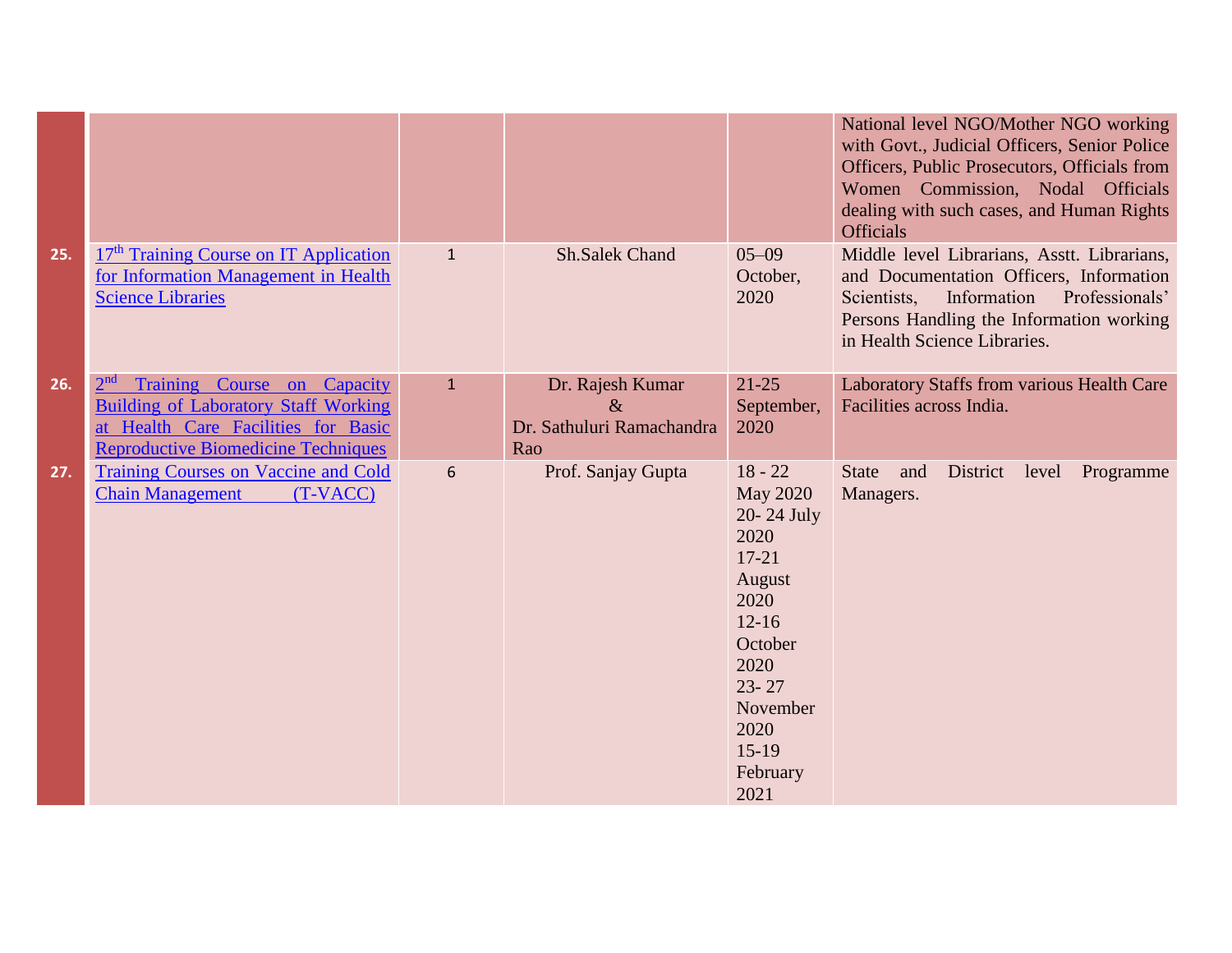| | | | | | |
|---|---|---|---|---|---|
| | | | | | National level NGO/Mother NGO working with Govt., Judicial Officers, Senior Police Officers, Public Prosecutors, Officials from Women Commission, Nodal Officials dealing with such cases, and Human Rights Officials |
| 25. | 17th Training Course on IT Application for Information Management in Health Science Libraries | 1 | Sh.Salek Chand | 05–09 October, 2020 | Middle level Librarians, Asstt. Librarians, and Documentation Officers, Information Scientists, Information Professionals' Persons Handling the Information working in Health Science Libraries. |
| 26. | 2nd Training Course on Capacity Building of Laboratory Staff Working at Health Care Facilities for Basic Reproductive Biomedicine Techniques | 1 | Dr. Rajesh Kumar & Dr. Sathuluri Ramachandra Rao | 21-25 September, 2020 | Laboratory Staffs from various Health Care Facilities across India. |
| 27. | Training Courses on Vaccine and Cold Chain Management (T-VACC) | 6 | Prof. Sanjay Gupta | 18 - 22 May 2020<br>20- 24 July 2020<br>17-21 August 2020<br>12-16 October 2020<br>23- 27 November 2020<br>15-19 February 2021 | State and District level Programme Managers. |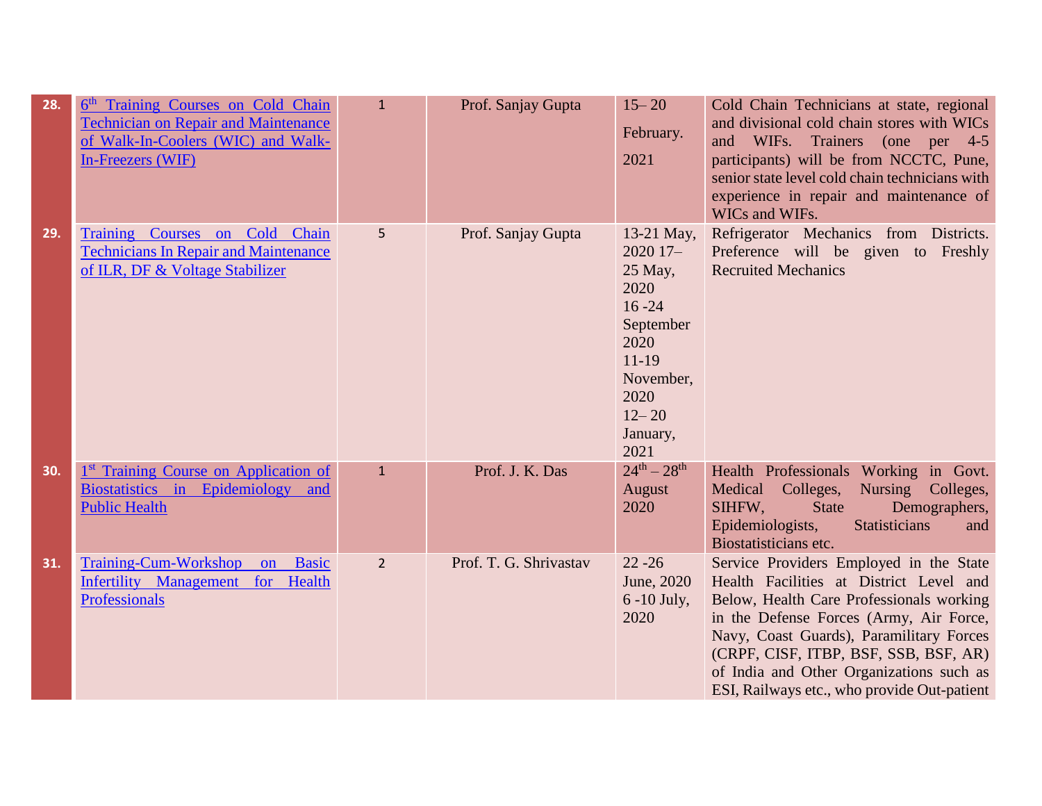| 28. | [6th Training Courses on Cold Chain Technician on Repair and Maintenance of Walk-In-Coolers (WIC) and Walk-In-Freezers (WIF)] | 1 | Prof. Sanjay Gupta | 15– 20 February. 2021 | Cold Chain Technicians at state, regional and divisional cold chain stores with WICs and WIFs. Trainers (one per 4-5 participants) will be from NCCTC, Pune, senior state level cold chain technicians with experience in repair and maintenance of WICs and WIFs. |
|---|---|---|---|---|---|
| 29. | [Training Courses on Cold Chain Technicians In Repair and Maintenance of ILR, DF & Voltage Stabilizer] | 5 | Prof. Sanjay Gupta | 13-21 May, 2020 17–25 May, 2020 16 -24 September 2020 11-19 November, 2020 12– 20 January, 2021 | Refrigerator Mechanics from Districts. Preference will be given to Freshly Recruited Mechanics |
| 30. | [1st Training Course on Application of Biostatistics in Epidemiology and Public Health] | 1 | Prof. J. K. Das | 24th – 28th August 2020 | Health Professionals Working in Govt. Medical Colleges, Nursing Colleges, SIHFW, State Demographers, Epidemiologists, Statisticians and Biostatisticians etc. |
| 31. | [Training-Cum-Workshop on Basic Infertility Management for Health Professionals] | 2 | Prof. T. G. Shrivastav | 22 -26 June, 2020 6 -10 July, 2020 | Service Providers Employed in the State Health Facilities at District Level and Below, Health Care Professionals working in the Defense Forces (Army, Air Force, Navy, Coast Guards), Paramilitary Forces (CRPF, CISF, ITBP, BSF, SSB, BSF, AR) of India and Other Organizations such as ESI, Railways etc., who provide Out-patient |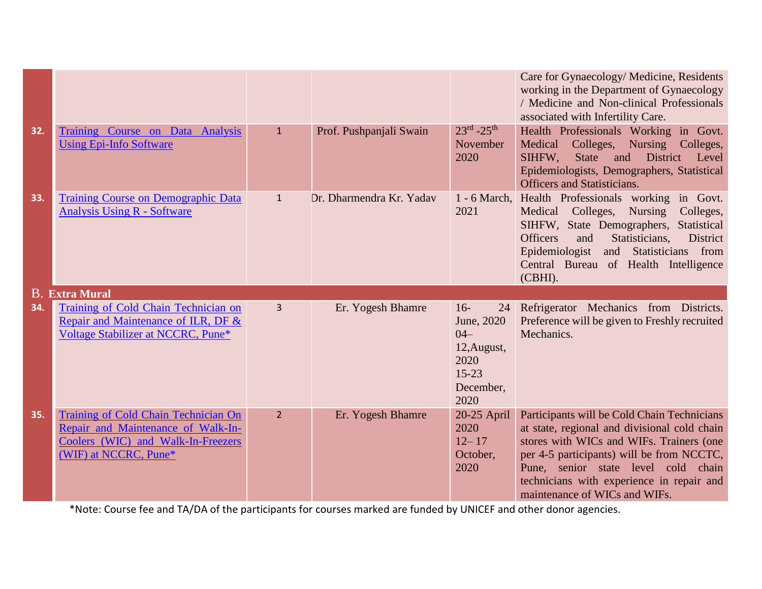| | | | | | |
|---|---|---|---|---|---|
| | | | | | Care for Gynaecology/ Medicine, Residents working in the Department of Gynaecology / Medicine and Non-clinical Professionals associated with Infertility Care. |
| **32.** | Training Course on Data Analysis Using Epi-Info Software | 1 | Prof. Pushpanjali Swain | 23rd -25th November 2020 | Health Professionals Working in Govt. Medical Colleges, Nursing Colleges, SIHFW, State and District Level Epidemiologists, Demographers, Statistical Officers and Statisticians. |
| **33.** | Training Course on Demographic Data Analysis Using R - Software | 1 | Dr. Dharmendra Kr. Yadav | 1 - 6 March, 2021 | Health Professionals working in Govt. Medical Colleges, Nursing Colleges, SIHFW, State Demographers, Statistical Officers and Statisticians, District Epidemiologist and Statisticians from Central Bureau of Health Intelligence (CBHI). |
| | B. **Extra Mural** | | | | |
| **34.** | Training of Cold Chain Technician on Repair and Maintenance of ILR, DF & Voltage Stabilizer at NCCRC, Pune* | 3 | Er. Yogesh Bhamre | 16-24 June, 2020<br>04–12,August, 2020<br>15-23 December, 2020 | Refrigerator Mechanics from Districts. Preference will be given to Freshly recruited Mechanics. |
| **35.** | Training of Cold Chain Technician On Repair and Maintenance of Walk-In-Coolers (WIC) and Walk-In-Freezers (WIF) at NCCRC, Pune* | 2 | Er. Yogesh Bhamre | 20-25 April 2020<br>12– 17 October, 2020 | Participants will be Cold Chain Technicians at state, regional and divisional cold chain stores with WICs and WIFs. Trainers (one per 4-5 participants) will be from NCCTC, Pune, senior state level cold chain technicians with experience in repair and maintenance of WICs and WIFs. |

*Note: Course fee and TA/DA of the participants for courses marked are funded by UNICEF and other donor agencies.